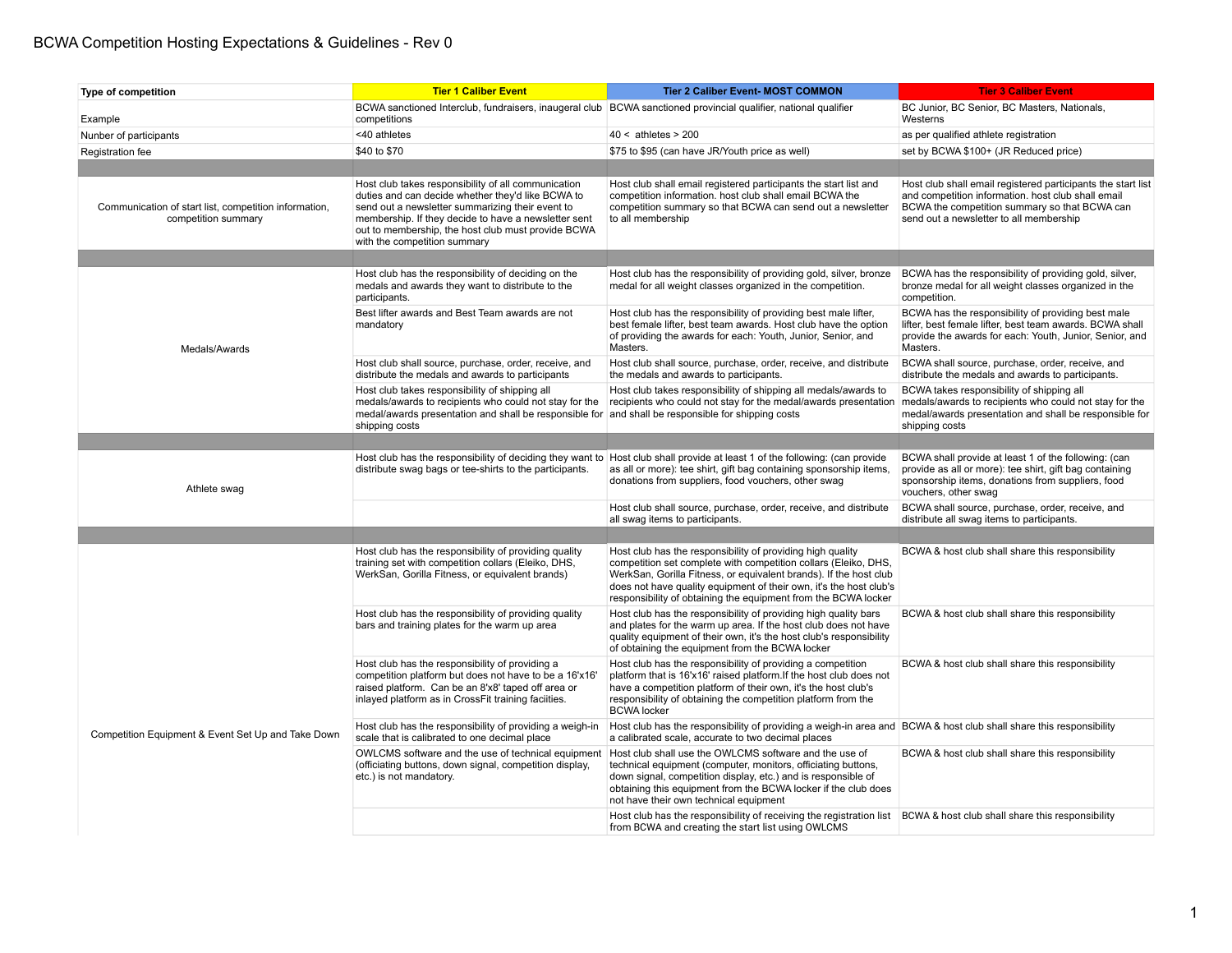# BCWA Competition Hosting Expectations & Guidelines - Rev 0

| Type of competition | Tier 1 Caliber Event | Tier 2 Caliber Event- MOST COMMON | Tier 3 Caliber Event |
|---|---|---|---|
| Example | BCWA sanctioned Interclub, fundraisers, inaugeral club competitions | BCWA sanctioned provincial qualifier, national qualifier | BC Junior, BC Senior, BC Masters, Nationals, Westerns |
| Number of participants | <40 athletes | 40 < athletes > 200 | as per qualified athlete registration |
| Registration fee | $40 to $70 | $75 to $95 (can have JR/Youth price as well) | set by BCWA $100+ (JR Reduced price) |
| | | | |
| Communication of start list, competition information, competition summary | Host club takes responsibility of all communication duties and can decide whether they'd like BCWA to send out a newsletter summarizing their event to membership. If they decide to have a newsletter sent out to membership, the host club must provide BCWA with the competition summary | Host club shall email registered participants the start list and competition information. host club shall email BCWA the competition summary so that BCWA can send out a newsletter to all membership | Host club shall email registered participants the start list and competition information. host club shall email BCWA the competition summary so that BCWA can send out a newsletter to all membership |
| | | | |
| Medals/Awards | Host club has the responsibility of deciding on the medals and awards they want to distribute to the participants. | Host club has the responsibility of providing gold, silver, bronze medal for all weight classes organized in the competition. | BCWA has the responsibility of providing gold, silver, bronze medal for all weight classes organized in the competition. |
| | Best lifter awards and Best Team awards are not mandatory | Host club has the responsibility of providing best male lifter, best female lifter, best team awards. Host club have the option of providing the awards for each: Youth, Junior, Senior, and Masters. | BCWA has the responsibility of providing best male lifter, best female lifter, best team awards. BCWA shall provide the awards for each: Youth, Junior, Senior, and Masters. |
| | Host club shall source, purchase, order, receive, and distribute the medals and awards to participants | Host club shall source, purchase, order, receive, and distribute the medals and awards to participants. | BCWA shall source, purchase, order, receive, and distribute the medals and awards to participants. |
| | Host club takes responsibility of shipping all medals/awards to recipients who could not stay for the medal/awards presentation and shall be responsible for shipping costs | Host club takes responsibility of shipping all medals/awards to recipients who could not stay for the medal/awards presentation and shall be responsible for shipping costs | BCWA takes responsibility of shipping all medals/awards to recipients who could not stay for the medal/awards presentation and shall be responsible for shipping costs |
| | | | |
| Athlete swag | Host club has the responsibility of deciding they want to distribute swag bags or tee-shirts to the participants. | Host club shall provide at least 1 of the following: (can provide as all or more): tee shirt, gift bag containing sponsorship items, donations from suppliers, food vouchers, other swag | BCWA shall provide at least 1 of the following: (can provide as all or more): tee shirt, gift bag containing sponsorship items, donations from suppliers, food vouchers, other swag |
| | | Host club shall source, purchase, order, receive, and distribute all swag items to participants. | BCWA shall source, purchase, order, receive, and distribute all swag items to participants. |
| | | | |
| Competition Equipment & Event Set Up and Take Down | Host club has the responsibility of providing quality training set with competition collars (Eleiko, DHS, WerkSan, Gorilla Fitness, or equivalent brands) | Host club has the responsibility of providing high quality competition set complete with competition collars (Eleiko, DHS, WerkSan, Gorilla Fitness, or equivalent brands). If the host club does not have quality equipment of their own, it's the host club's responsibility of obtaining the equipment from the BCWA locker | BCWA & host club shall share this responsibility |
| | Host club has the responsibility of providing quality bars and training plates for the warm up area | Host club has the responsibility of providing high quality bars and plates for the warm up area. If the host club does not have quality equipment of their own, it's the host club's responsibility of obtaining the equipment from the BCWA locker | BCWA & host club shall share this responsibility |
| | Host club has the responsibility of providing a competition platform but does not have to be a 16'x16' raised platform. Can be an 8'x8' taped off area or inlayed platform as in CrossFit training faciities. | Host club has the responsibility of providing a competition platform that is 16'x16' raised platform.If the host club does not have a competition platform of their own, it's the host club's responsibility of obtaining the competition platform from the BCWA locker | BCWA & host club shall share this responsibility |
| | Host club has the responsibility of providing a weigh-in scale that is calibrated to one decimal place | Host club has the responsibility of providing a weigh-in area and a calibrated scale, accurate to two decimal places | BCWA & host club shall share this responsibility |
| | OWLCMS software and the use of technical equipment (officiating buttons, down signal, competition display, etc.) is not mandatory. | Host club shall use the OWLCMS software and the use of technical equipment (computer, monitors, officiating buttons, down signal, competition display, etc.) and is responsible of obtaining this equipment from the BCWA locker if the club does not have their own technical equipment | BCWA & host club shall share this responsibility |
| | | Host club has the responsibility of receiving the registration list from BCWA and creating the start list using OWLCMS | BCWA & host club shall share this responsibility |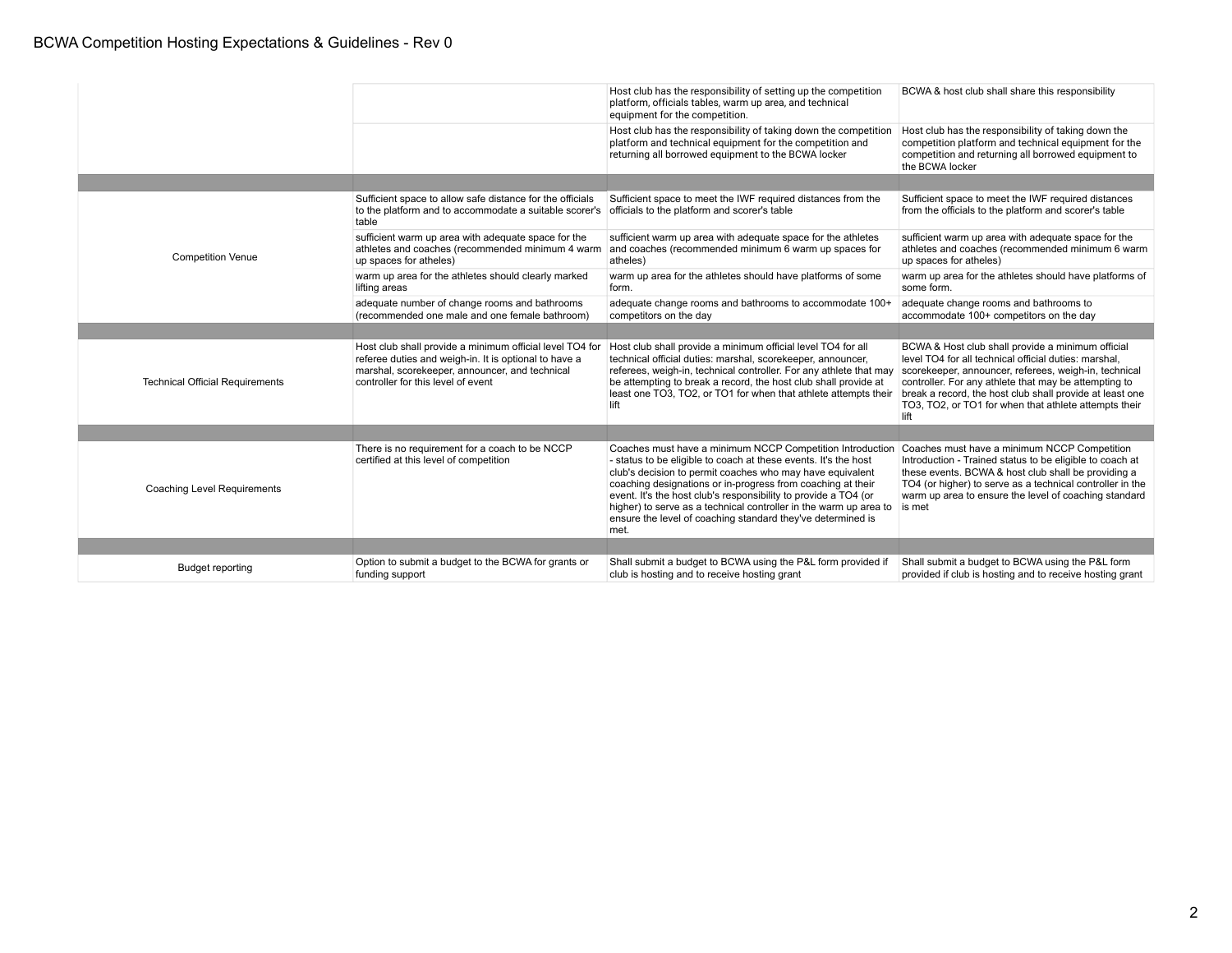# BCWA Competition Hosting Expectations & Guidelines - Rev 0

| | | | |
|---|---|---|---|
| | | Host club has the responsibility of setting up the competition platform, officials tables, warm up area, and technical equipment for the competition. | BCWA & host club shall share this responsibility |
| | | Host club has the responsibility of taking down the competition platform and technical equipment for the competition and returning all borrowed equipment to the BCWA locker | Host club has the responsibility of taking down the competition platform and technical equipment for the competition and returning all borrowed equipment to the BCWA locker |
| | | | |
| Competition Venue | Sufficient space to allow safe distance for the officials to the platform and to accommodate a suitable scorer's table | Sufficient space to meet the IWF required distances from the officials to the platform and scorer's table | Sufficient space to meet the IWF required distances from the officials to the platform and scorer's table |
| | sufficient warm up area with adequate space for the athletes and coaches (recommended minimum 4 warm up spaces for atheles) | sufficient warm up area with adequate space for the athletes and coaches (recommended minimum 6 warm up spaces for atheles) | sufficient warm up area with adequate space for the athletes and coaches (recommended minimum 6 warm up spaces for atheles) |
| | warm up area for the athletes should clearly marked lifting areas | warm up area for the athletes should have platforms of some form. | warm up area for the athletes should have platforms of some form. |
| | adequate number of change rooms and bathrooms (recommended one male and one female bathroom) | adequate change rooms and bathrooms to accommodate 100+ competitors on the day | adequate change rooms and bathrooms to accommodate 100+ competitors on the day |
| | | | |
| Technical Official Requirements | Host club shall provide a minimum official level TO4 for referee duties and weigh-in. It is optional to have a marshal, scorekeeper, announcer, and technical controller for this level of event | Host club shall provide a minimum official level TO4 for all technical official duties: marshal, scorekeeper, announcer, referees, weigh-in, technical controller. For any athlete that may be attempting to break a record, the host club shall provide at least one TO3, TO2, or TO1 for when that athlete attempts their lift | BCWA & Host club shall provide a minimum official level TO4 for all technical official duties: marshal, scorekeeper, announcer, referees, weigh-in, technical controller. For any athlete that may be attempting to break a record, the host club shall provide at least one TO3, TO2, or TO1 for when that athlete attempts their lift |
| | | | |
| Coaching Level Requirements | There is no requirement for a coach to be NCCP certified at this level of competition | Coaches must have a minimum NCCP Competition Introduction - status to be eligible to coach at these events. It's the host club's decision to permit coaches who may have equivalent coaching designations or in-progress from coaching at their event. It's the host club's responsibility to provide a TO4 (or higher) to serve as a technical controller in the warm up area to ensure the level of coaching standard they've determined is met. | Coaches must have a minimum NCCP Competition Introduction - Trained status to be eligible to coach at these events. BCWA & host club shall be providing a TO4 (or higher) to serve as a technical controller in the warm up area to ensure the level of coaching standard is met |
| | | | |
| Budget reporting | Option to submit a budget to the BCWA for grants or funding support | Shall submit a budget to BCWA using the P&L form provided if club is hosting and to receive hosting grant | Shall submit a budget to BCWA using the P&L form provided if club is hosting and to receive hosting grant |